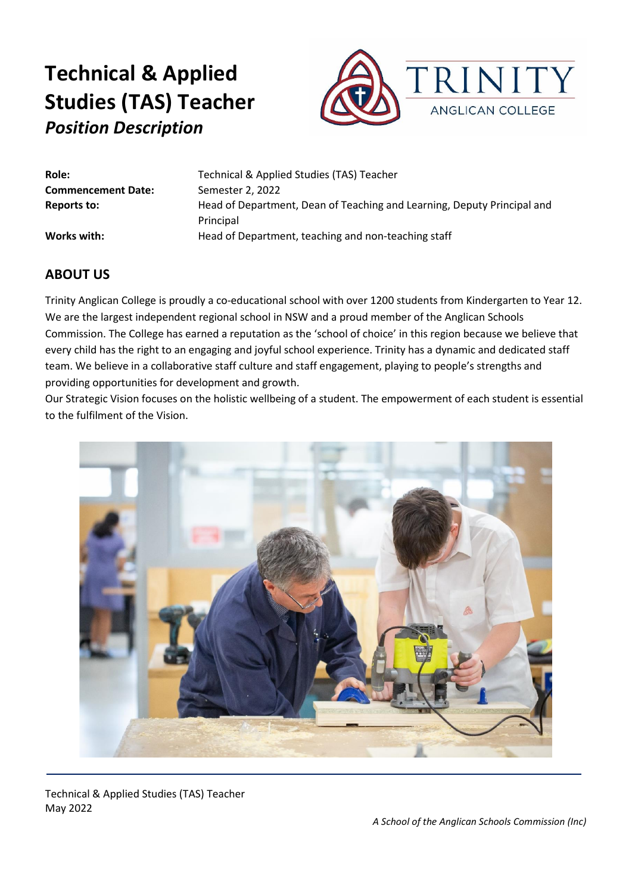# Technical & Applied Studies (TAS) Teacher

## *Position Description*

TRINITY ANGLICAN COLLEGE

| | |
|---|---|
| **Role:** | Technical & Applied Studies (TAS) Teacher |
| **Commencement Date:** | Semester 2, 2022 |
| **Reports to:** | Head of Department, Dean of Teaching and Learning, Deputy Principal and Principal |
| **Works with:** | Head of Department, teaching and non-teaching staff |

## ABOUT US

Trinity Anglican College is proudly a co-educational school with over 1200 students from Kindergarten to Year 12. We are the largest independent regional school in NSW and a proud member of the Anglican Schools Commission. The College has earned a reputation as the 'school of choice' in this region because we believe that every child has the right to an engaging and joyful school experience. Trinity has a dynamic and dedicated staff team. We believe in a collaborative staff culture and staff engagement, playing to people's strengths and providing opportunities for development and growth.

Our Strategic Vision focuses on the holistic wellbeing of a student. The empowerment of each student is essential to the fulfilment of the Vision.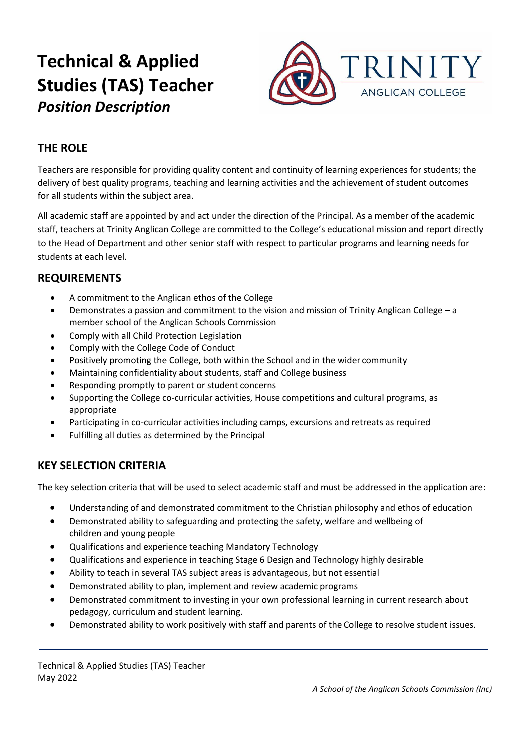# Technical & Applied Studies (TAS) Teacher

***Position Description***

TRINITY

ANGLICAN COLLEGE

## THE ROLE

Teachers are responsible for providing quality content and continuity of learning experiences for students; the delivery of best quality programs, teaching and learning activities and the achievement of student outcomes for all students within the subject area.

All academic staff are appointed by and act under the direction of the Principal. As a member of the academic staff, teachers at Trinity Anglican College are committed to the College's educational mission and report directly to the Head of Department and other senior staff with respect to particular programs and learning needs for students at each level.

## REQUIREMENTS

- A commitment to the Anglican ethos of the College
- Demonstrates a passion and commitment to the vision and mission of Trinity Anglican College – a member school of the Anglican Schools Commission
- Comply with all Child Protection Legislation
- Comply with the College Code of Conduct
- Positively promoting the College, both within the School and in the wider community
- Maintaining confidentiality about students, staff and College business
- Responding promptly to parent or student concerns
- Supporting the College co-curricular activities, House competitions and cultural programs, as appropriate
- Participating in co-curricular activities including camps, excursions and retreats as required
- Fulfilling all duties as determined by the Principal

## KEY SELECTION CRITERIA

The key selection criteria that will be used to select academic staff and must be addressed in the application are:

- Understanding of and demonstrated commitment to the Christian philosophy and ethos of education
- Demonstrated ability to safeguarding and protecting the safety, welfare and wellbeing of children and young people
- Qualifications and experience teaching Mandatory Technology
- Qualifications and experience in teaching Stage 6 Design and Technology highly desirable
- Ability to teach in several TAS subject areas is advantageous, but not essential
- Demonstrated ability to plan, implement and review academic programs
- Demonstrated commitment to investing in your own professional learning in current research about pedagogy, curriculum and student learning.
- Demonstrated ability to work positively with staff and parents of the College to resolve student issues.

Technical & Applied Studies (TAS) Teacher
May 2022

*A School of the Anglican Schools Commission (Inc)*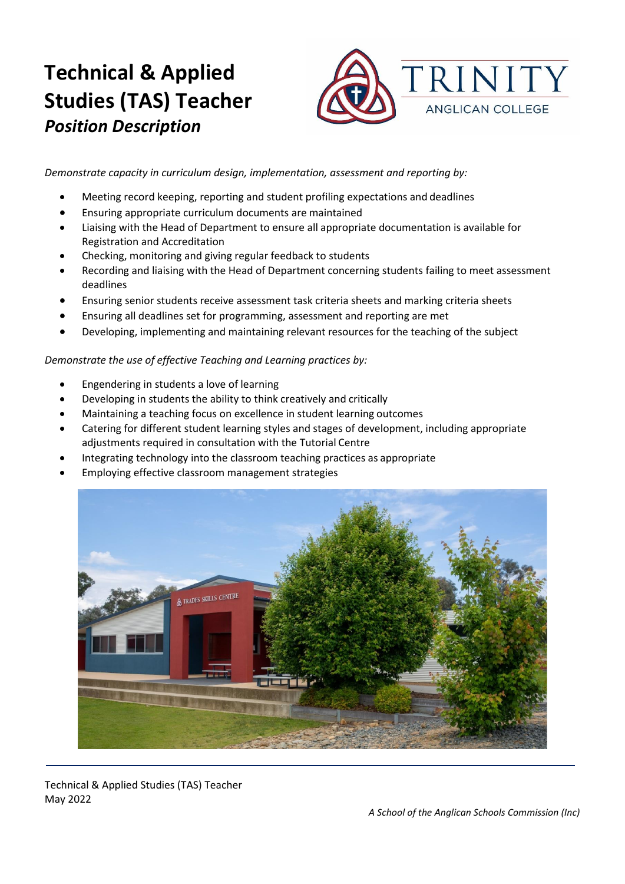# Technical & Applied Studies (TAS) Teacher

***Position Description***

*Demonstrate capacity in curriculum design, implementation, assessment and reporting by:*

- Meeting record keeping, reporting and student profiling expectations and deadlines
- Ensuring appropriate curriculum documents are maintained
- Liaising with the Head of Department to ensure all appropriate documentation is available for Registration and Accreditation
- Checking, monitoring and giving regular feedback to students
- Recording and liaising with the Head of Department concerning students failing to meet assessment deadlines
- Ensuring senior students receive assessment task criteria sheets and marking criteria sheets
- Ensuring all deadlines set for programming, assessment and reporting are met
- Developing, implementing and maintaining relevant resources for the teaching of the subject

*Demonstrate the use of effective Teaching and Learning practices by:*

- Engendering in students a love of learning
- Developing in students the ability to think creatively and critically
- Maintaining a teaching focus on excellence in student learning outcomes
- Catering for different student learning styles and stages of development, including appropriate adjustments required in consultation with the Tutorial Centre
- Integrating technology into the classroom teaching practices as appropriate
- Employing effective classroom management strategies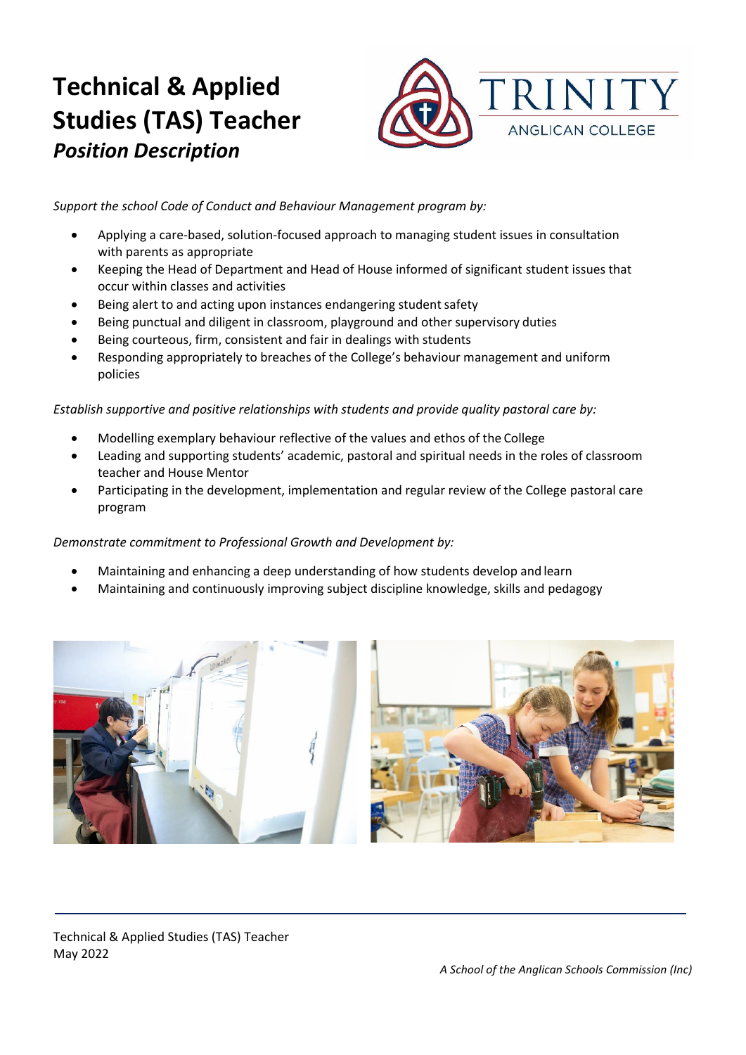# Technical & Applied Studies (TAS) Teacher

## *Position Description*

*Support the school Code of Conduct and Behaviour Management program by:*

- Applying a care-based, solution-focused approach to managing student issues in consultation with parents as appropriate
- Keeping the Head of Department and Head of House informed of significant student issues that occur within classes and activities
- Being alert to and acting upon instances endangering student safety
- Being punctual and diligent in classroom, playground and other supervisory duties
- Being courteous, firm, consistent and fair in dealings with students
- Responding appropriately to breaches of the College's behaviour management and uniform policies

*Establish supportive and positive relationships with students and provide quality pastoral care by:*

- Modelling exemplary behaviour reflective of the values and ethos of the College
- Leading and supporting students' academic, pastoral and spiritual needs in the roles of classroom teacher and House Mentor
- Participating in the development, implementation and regular review of the College pastoral care program

*Demonstrate commitment to Professional Growth and Development by:*

- Maintaining and enhancing a deep understanding of how students develop and learn
- Maintaining and continuously improving subject discipline knowledge, skills and pedagogy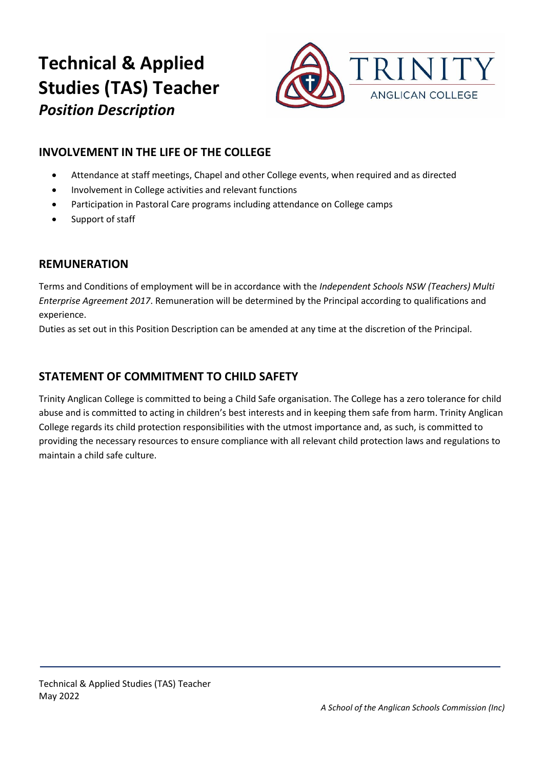# Technical & Applied Studies (TAS) Teacher

***Position Description***

## INVOLVEMENT IN THE LIFE OF THE COLLEGE

- Attendance at staff meetings, Chapel and other College events, when required and as directed
- Involvement in College activities and relevant functions
- Participation in Pastoral Care programs including attendance on College camps
- Support of staff

## REMUNERATION

Terms and Conditions of employment will be in accordance with the *Independent Schools NSW (Teachers) Multi Enterprise Agreement 2017*. Remuneration will be determined by the Principal according to qualifications and experience.

Duties as set out in this Position Description can be amended at any time at the discretion of the Principal.

## STATEMENT OF COMMITMENT TO CHILD SAFETY

Trinity Anglican College is committed to being a Child Safe organisation. The College has a zero tolerance for child abuse and is committed to acting in children's best interests and in keeping them safe from harm. Trinity Anglican College regards its child protection responsibilities with the utmost importance and, as such, is committed to providing the necessary resources to ensure compliance with all relevant child protection laws and regulations to maintain a child safe culture.